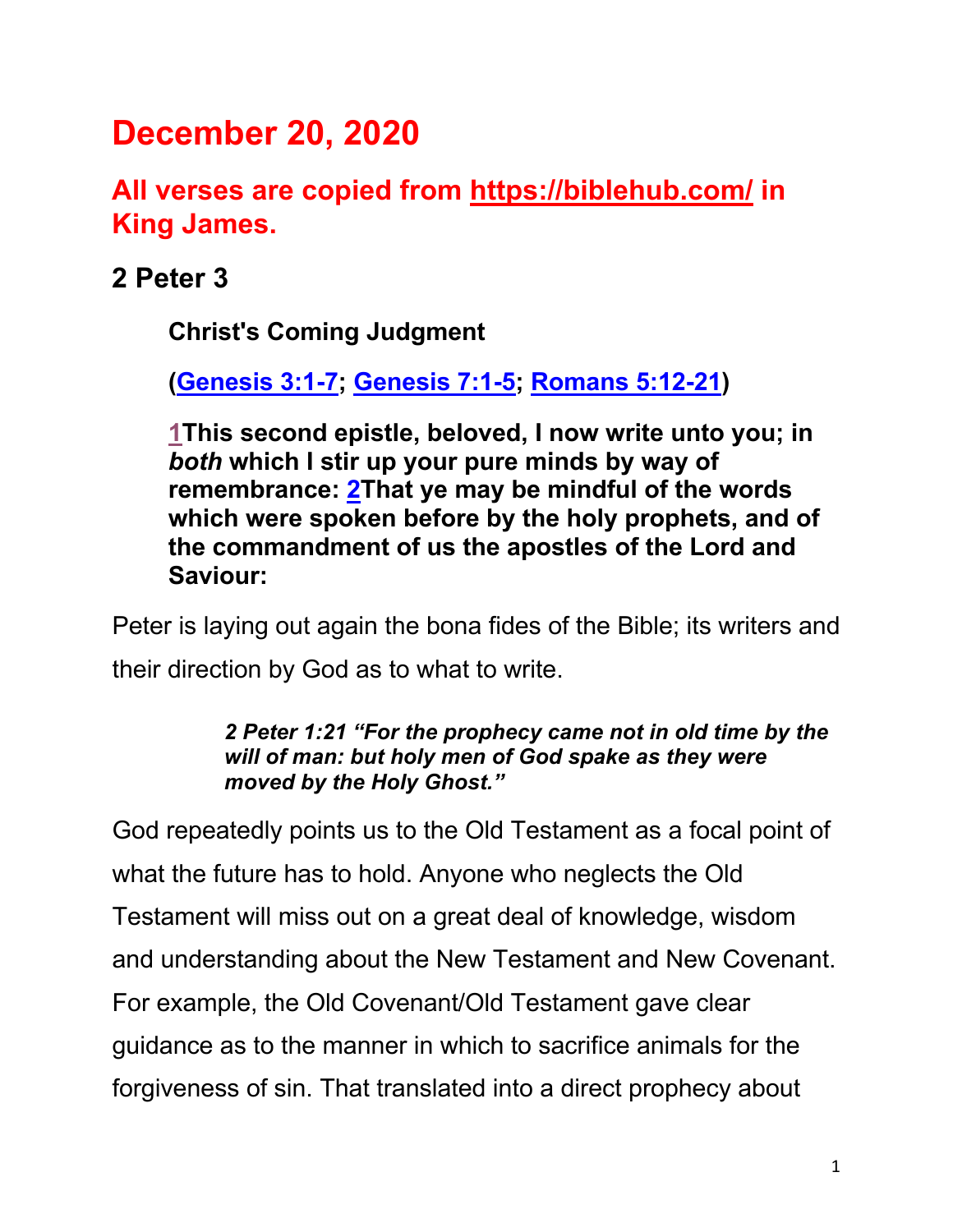# December 20, 2020

## All verses are copied from https://biblehub.com/ in King James.

### 2 Peter 3

**Christ's Coming Judgment**

**(Genesis 3:1-7; Genesis 7:1-5; Romans 5:12-21)**

**1This second epistle, beloved, I now write unto you; in *both* which I stir up your pure minds by way of remembrance: 2That ye may be mindful of the words which were spoken before by the holy prophets, and of the commandment of us the apostles of the Lord and Saviour:**

Peter is laying out again the bona fides of the Bible; its writers and their direction by God as to what to write.

> ***2 Peter 1:21 "For the prophecy came not in old time by the will of man: but holy men of God spake as they were moved by the Holy Ghost."***

God repeatedly points us to the Old Testament as a focal point of what the future has to hold. Anyone who neglects the Old Testament will miss out on a great deal of knowledge, wisdom and understanding about the New Testament and New Covenant. For example, the Old Covenant/Old Testament gave clear guidance as to the manner in which to sacrifice animals for the forgiveness of sin. That translated into a direct prophecy about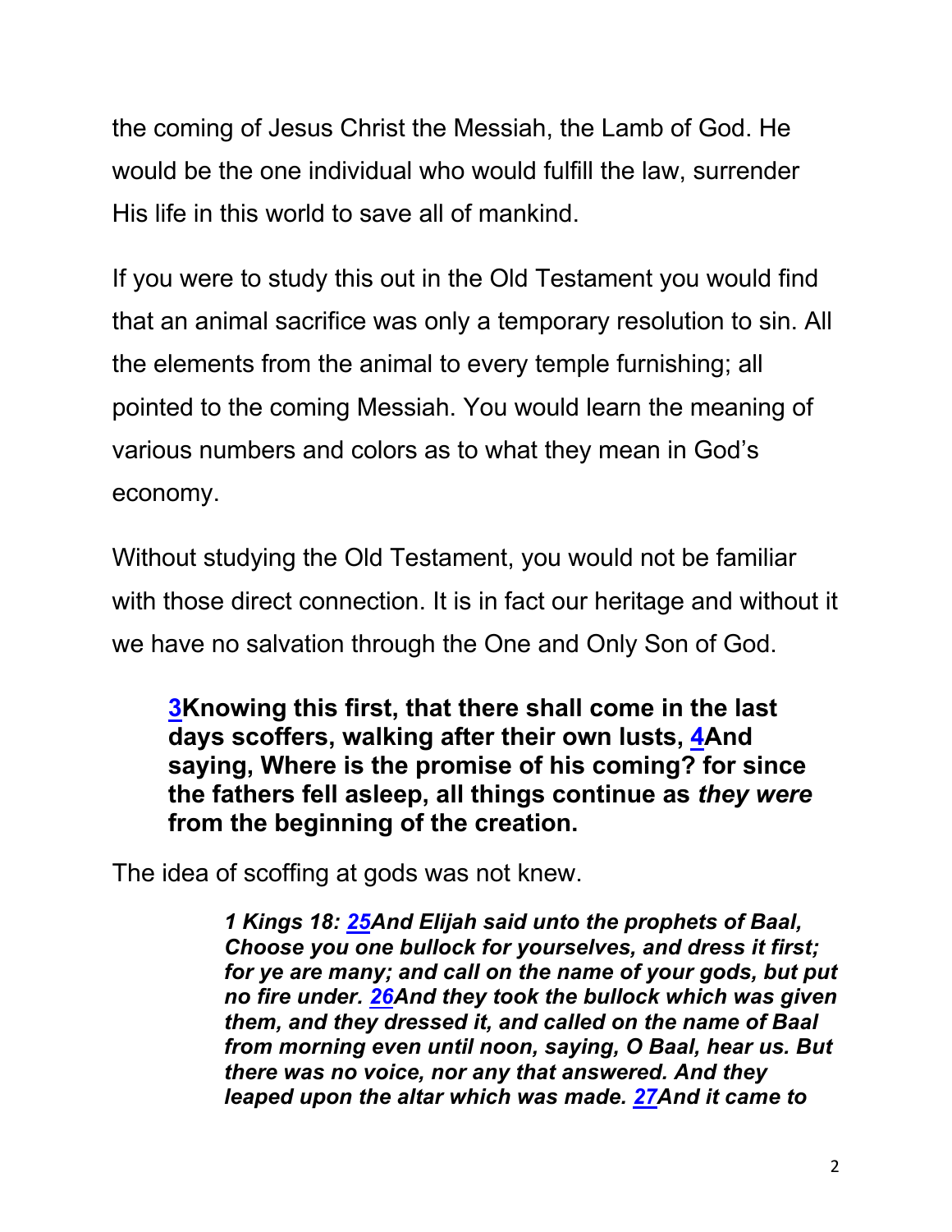the coming of Jesus Christ the Messiah, the Lamb of God. He would be the one individual who would fulfill the law, surrender His life in this world to save all of mankind.

If you were to study this out in the Old Testament you would find that an animal sacrifice was only a temporary resolution to sin. All the elements from the animal to every temple furnishing; all pointed to the coming Messiah. You would learn the meaning of various numbers and colors as to what they mean in God's economy.

Without studying the Old Testament, you would not be familiar with those direct connection. It is in fact our heritage and without it we have no salvation through the One and Only Son of God.

> **3Knowing this first, that there shall come in the last days scoffers, walking after their own lusts, 4And saying, Where is the promise of his coming? for since the fathers fell asleep, all things continue as *they were* from the beginning of the creation.**

The idea of scoffing at gods was not knew.

> ***1 Kings 18: 25And Elijah said unto the prophets of Baal, Choose you one bullock for yourselves, and dress it first; for ye are many; and call on the name of your gods, but put no fire under. 26And they took the bullock which was given them, and they dressed it, and called on the name of Baal from morning even until noon, saying, O Baal, hear us. But there was no voice, nor any that answered. And they leaped upon the altar which was made. 27And it came to***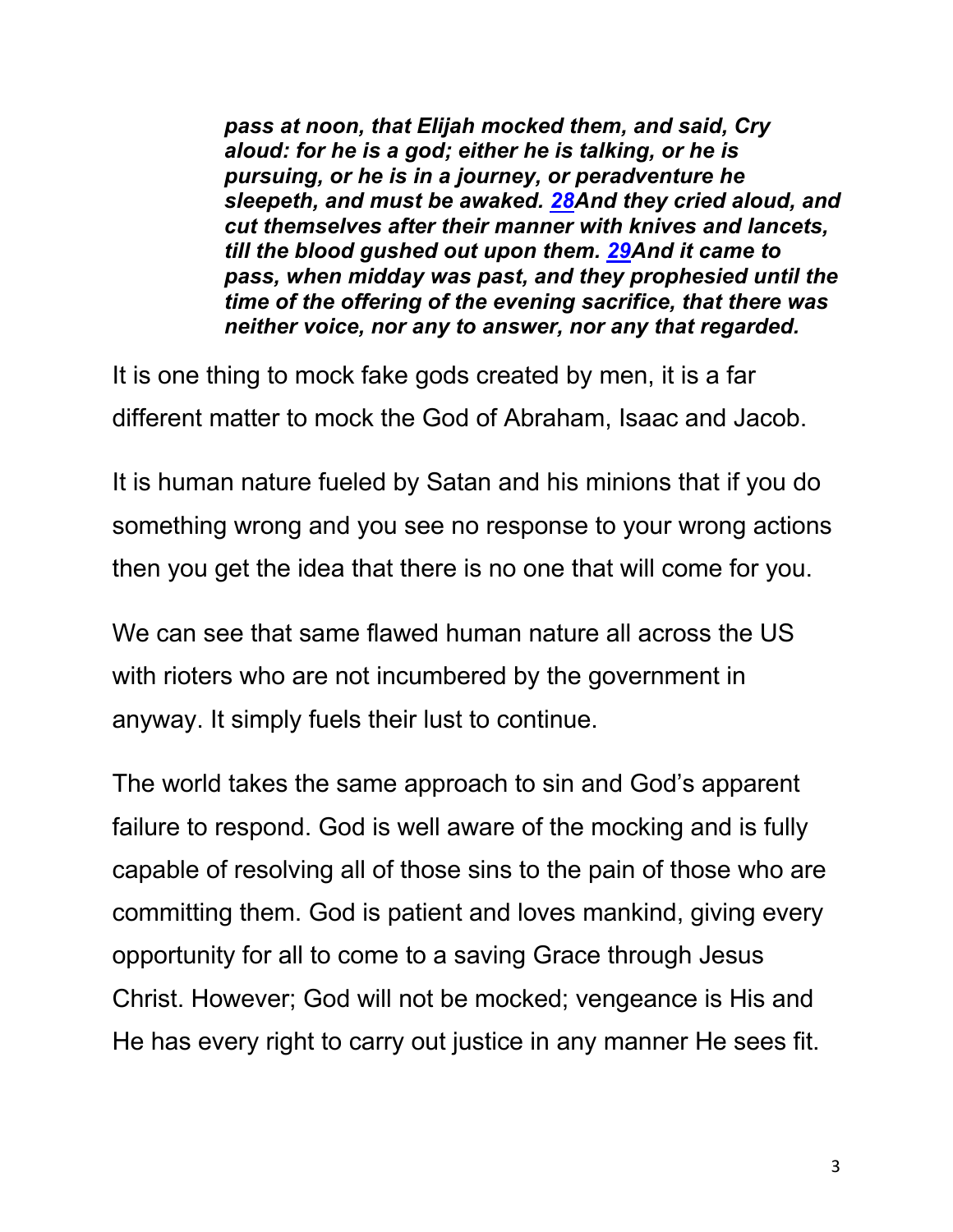> ***pass at noon, that Elijah mocked them, and said, Cry aloud: for he is a god; either he is talking, or he is pursuing, or he is in a journey, or peradventure he sleepeth, and must be awaked. 28And they cried aloud, and cut themselves after their manner with knives and lancets, till the blood gushed out upon them. 29And it came to pass, when midday was past, and they prophesied until the time of the offering of the evening sacrifice, that there was neither voice, nor any to answer, nor any that regarded.***

It is one thing to mock fake gods created by men, it is a far different matter to mock the God of Abraham, Isaac and Jacob.

It is human nature fueled by Satan and his minions that if you do something wrong and you see no response to your wrong actions then you get the idea that there is no one that will come for you.

We can see that same flawed human nature all across the US with rioters who are not incumbered by the government in anyway. It simply fuels their lust to continue.

The world takes the same approach to sin and God's apparent failure to respond. God is well aware of the mocking and is fully capable of resolving all of those sins to the pain of those who are committing them. God is patient and loves mankind, giving every opportunity for all to come to a saving Grace through Jesus Christ. However; God will not be mocked; vengeance is His and He has every right to carry out justice in any manner He sees fit.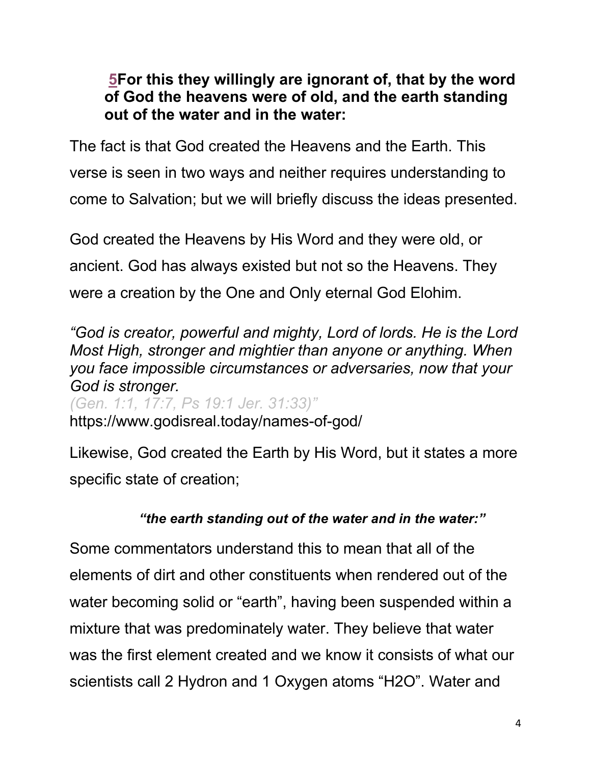**5For this they willingly are ignorant of, that by the word of God the heavens were of old, and the earth standing out of the water and in the water:**

The fact is that God created the Heavens and the Earth. This verse is seen in two ways and neither requires understanding to come to Salvation; but we will briefly discuss the ideas presented.

God created the Heavens by His Word and they were old, or ancient. God has always existed but not so the Heavens. They were a creation by the One and Only eternal God Elohim.

*"God is creator, powerful and mighty, Lord of lords. He is the Lord Most High, stronger and mightier than anyone or anything. When you face impossible circumstances or adversaries, now that your God is stronger.*
*(Gen. 1:1, 17:7, Ps 19:1 Jer. 31:33)"*
https://www.godisreal.today/names-of-god/

Likewise, God created the Earth by His Word, but it states a more specific state of creation;

***"the earth standing out of the water and in the water:"***

Some commentators understand this to mean that all of the elements of dirt and other constituents when rendered out of the water becoming solid or "earth", having been suspended within a mixture that was predominately water. They believe that water was the first element created and we know it consists of what our scientists call 2 Hydron and 1 Oxygen atoms "$H_2O$". Water and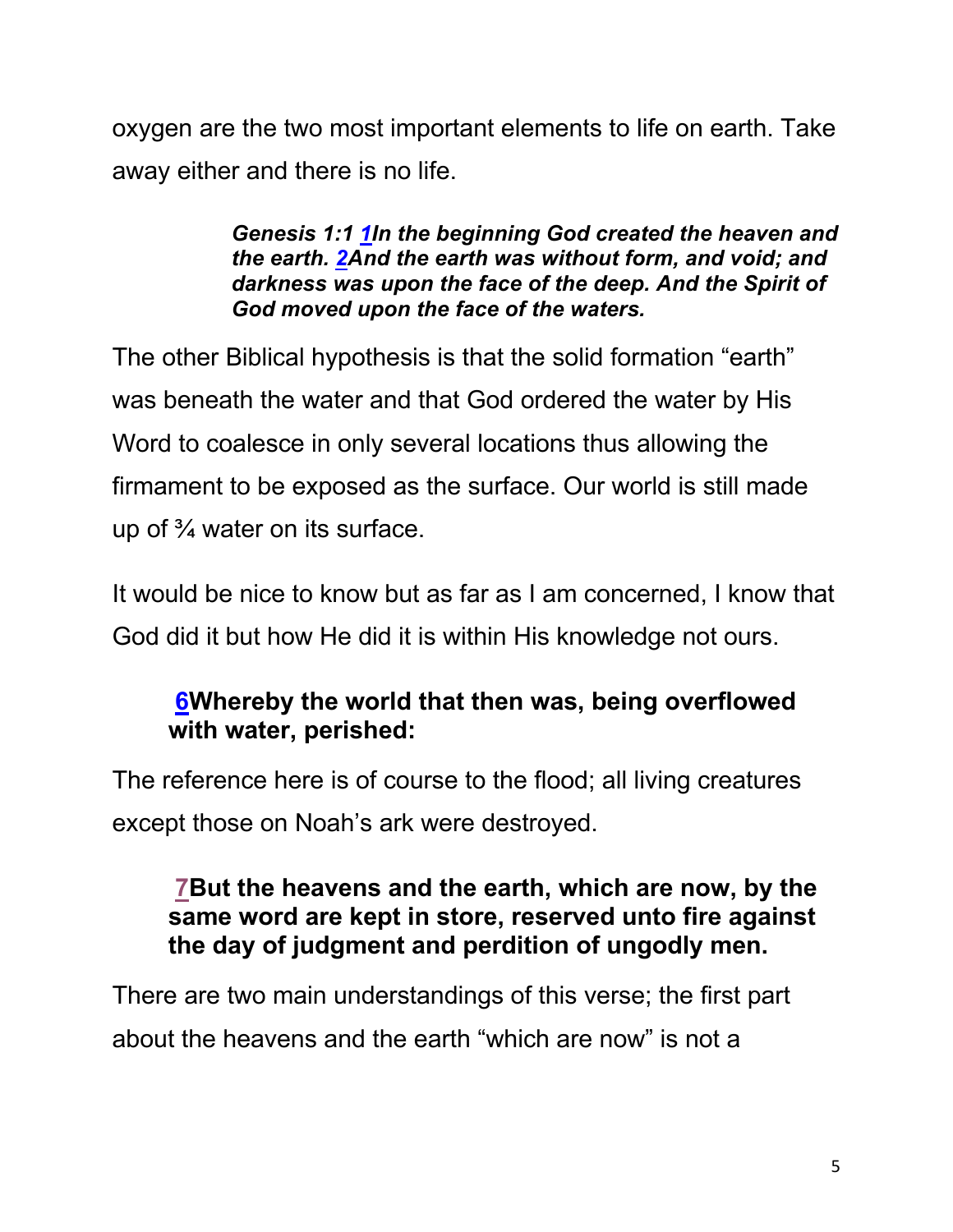oxygen are the two most important elements to life on earth. Take away either and there is no life.

> ***Genesis 1:1 1In the beginning God created the heaven and the earth. 2And the earth was without form, and void; and darkness was upon the face of the deep. And the Spirit of God moved upon the face of the waters.***

The other Biblical hypothesis is that the solid formation "earth" was beneath the water and that God ordered the water by His Word to coalesce in only several locations thus allowing the firmament to be exposed as the surface. Our world is still made up of ¾ water on its surface.

It would be nice to know but as far as I am concerned, I know that God did it but how He did it is within His knowledge not ours.

> **6Whereby the world that then was, being overflowed with water, perished:**

The reference here is of course to the flood; all living creatures except those on Noah's ark were destroyed.

> **7But the heavens and the earth, which are now, by the same word are kept in store, reserved unto fire against the day of judgment and perdition of ungodly men.**

There are two main understandings of this verse; the first part about the heavens and the earth "which are now" is not a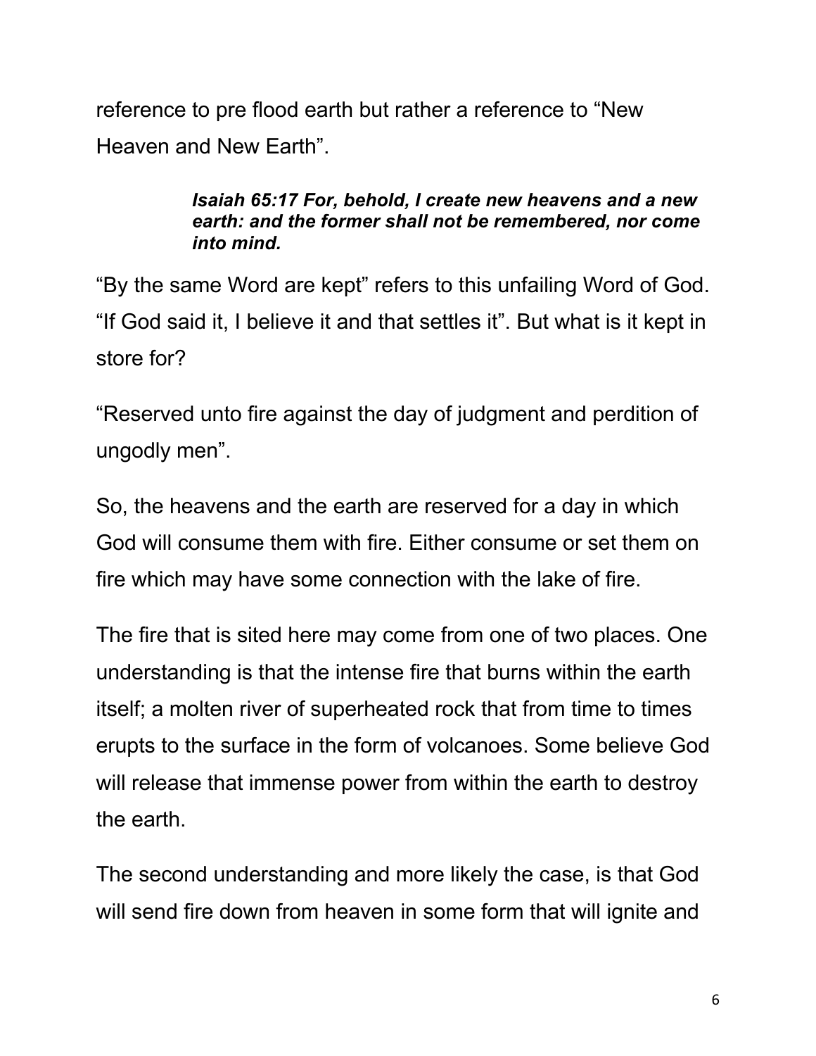reference to pre flood earth but rather a reference to “New Heaven and New Earth”.

> ***Isaiah 65:17 For, behold, I create new heavens and a new earth: and the former shall not be remembered, nor come into mind.***

“By the same Word are kept” refers to this unfailing Word of God. “If God said it, I believe it and that settles it”. But what is it kept in store for?

“Reserved unto fire against the day of judgment and perdition of ungodly men”.

So, the heavens and the earth are reserved for a day in which God will consume them with fire. Either consume or set them on fire which may have some connection with the lake of fire.

The fire that is sited here may come from one of two places. One understanding is that the intense fire that burns within the earth itself; a molten river of superheated rock that from time to times erupts to the surface in the form of volcanoes. Some believe God will release that immense power from within the earth to destroy the earth.

The second understanding and more likely the case, is that God will send fire down from heaven in some form that will ignite and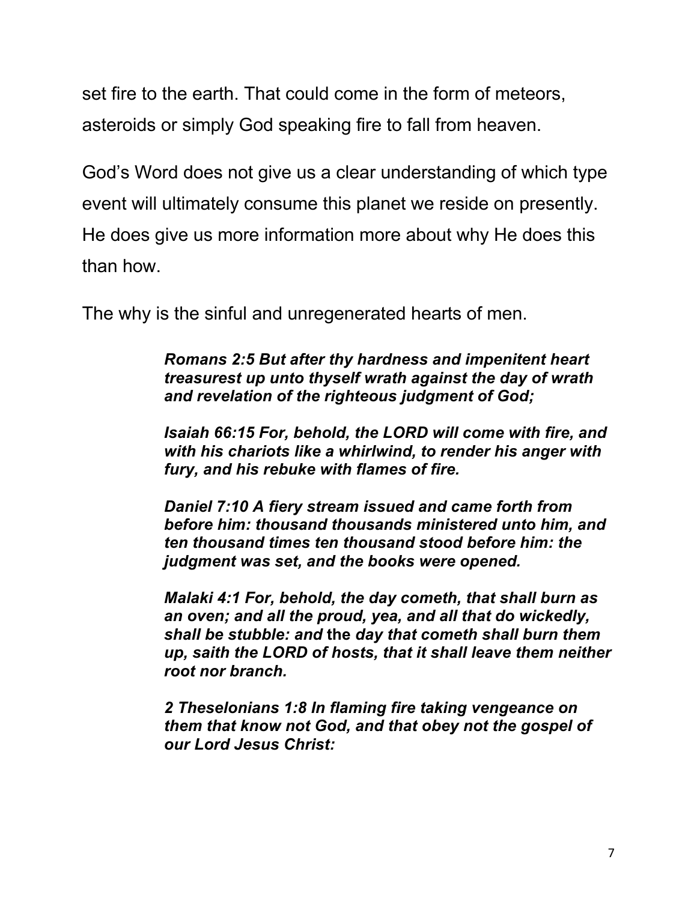set fire to the earth. That could come in the form of meteors, asteroids or simply God speaking fire to fall from heaven.

God's Word does not give us a clear understanding of which type event will ultimately consume this planet we reside on presently. He does give us more information more about why He does this than how.

The why is the sinful and unregenerated hearts of men.

> ***Romans 2:5 But after thy hardness and impenitent heart treasurest up unto thyself wrath against the day of wrath and revelation of the righteous judgment of God;***
>
> ***Isaiah 66:15 For, behold, the LORD will come with fire, and with his chariots like a whirlwind, to render his anger with fury, and his rebuke with flames of fire.***
>
> ***Daniel 7:10 A fiery stream issued and came forth from before him: thousand thousands ministered unto him, and ten thousand times ten thousand stood before him: the judgment was set, and the books were opened.***
>
> ***Malaki 4:1 For, behold, the day cometh, that shall burn as an oven; and all the proud, yea, and all that do wickedly, shall be stubble: and*** **the** ***day that cometh shall burn them up, saith the LORD of hosts, that it shall leave them neither root nor branch.***
>
> ***2 Theselonians 1:8 In flaming fire taking vengeance on them that know not God, and that obey not the gospel of our Lord Jesus Christ:***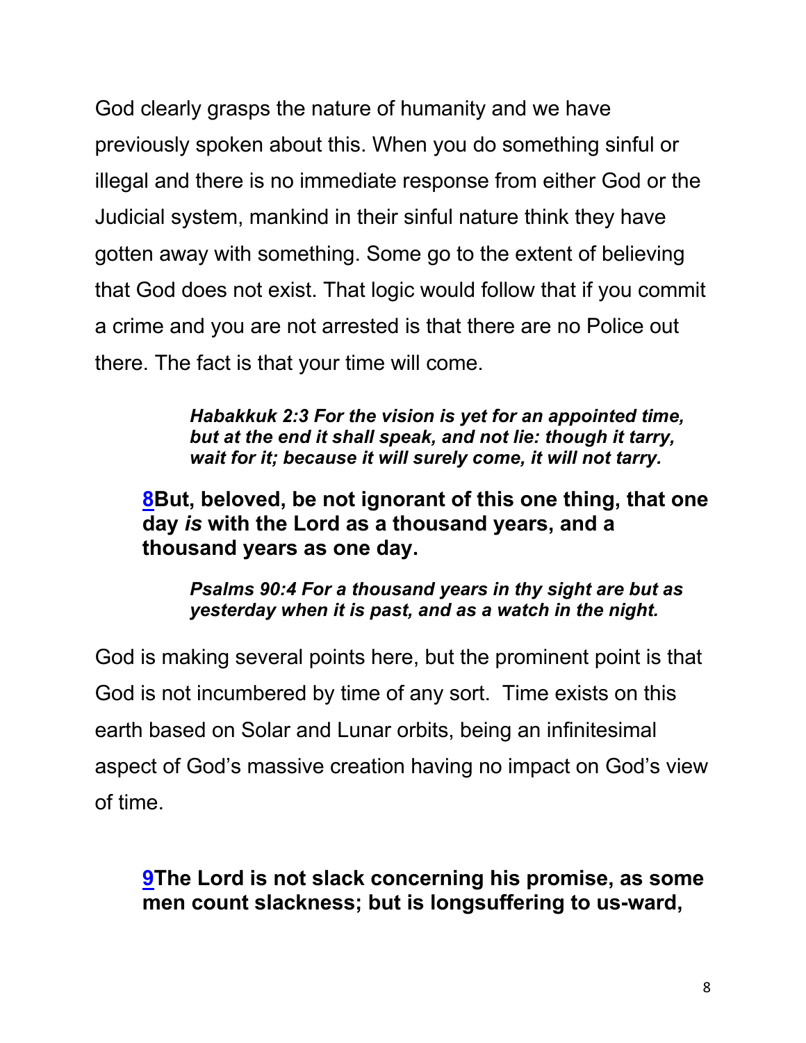God clearly grasps the nature of humanity and we have previously spoken about this. When you do something sinful or illegal and there is no immediate response from either God or the Judicial system, mankind in their sinful nature think they have gotten away with something. Some go to the extent of believing that God does not exist. That logic would follow that if you commit a crime and you are not arrested is that there are no Police out there. The fact is that your time will come.

> ***Habakkuk 2:3 For the vision is yet for an appointed time, but at the end it shall speak, and not lie: though it tarry, wait for it; because it will surely come, it will not tarry.***

**8But, beloved, be not ignorant of this one thing, that one day *is* with the Lord as a thousand years, and a thousand years as one day.**

> ***Psalms 90:4 For a thousand years in thy sight are but as yesterday when it is past, and as a watch in the night.***

God is making several points here, but the prominent point is that God is not incumbered by time of any sort. Time exists on this earth based on Solar and Lunar orbits, being an infinitesimal aspect of God's massive creation having no impact on God's view of time.

**9The Lord is not slack concerning his promise, as some men count slackness; but is longsuffering to us-ward,**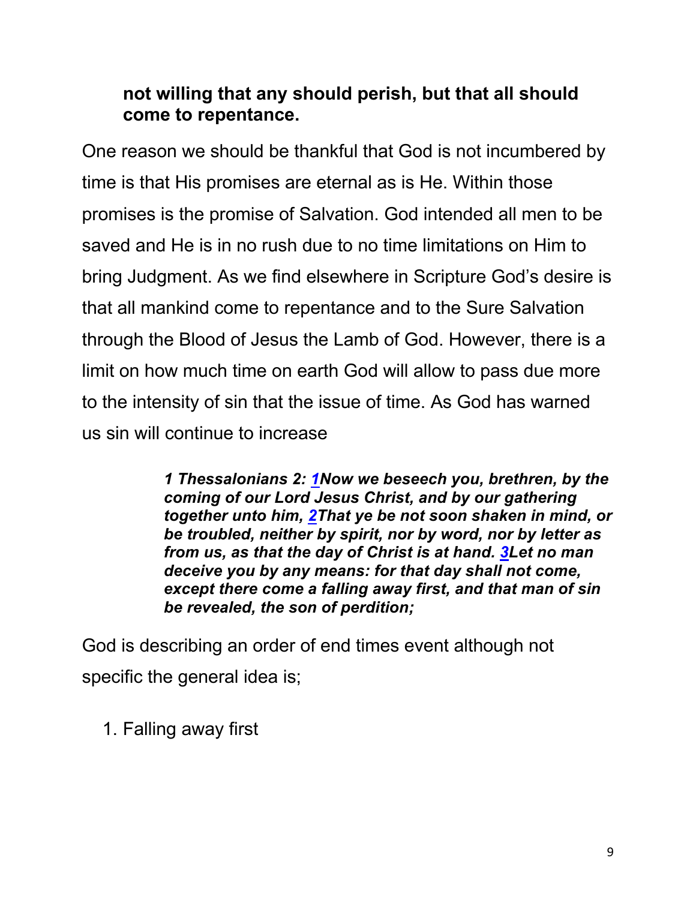**not willing that any should perish, but that all should come to repentance.**

One reason we should be thankful that God is not incumbered by time is that His promises are eternal as is He. Within those promises is the promise of Salvation. God intended all men to be saved and He is in no rush due to no time limitations on Him to bring Judgment. As we find elsewhere in Scripture God's desire is that all mankind come to repentance and to the Sure Salvation through the Blood of Jesus the Lamb of God. However, there is a limit on how much time on earth God will allow to pass due more to the intensity of sin that the issue of time. As God has warned us sin will continue to increase

> ***1 Thessalonians 2: 1Now we beseech you, brethren, by the coming of our Lord Jesus Christ, and by our gathering together unto him, 2That ye be not soon shaken in mind, or be troubled, neither by spirit, nor by word, nor by letter as from us, as that the day of Christ is at hand. 3Let no man deceive you by any means: for that day shall not come, except there come a falling away first, and that man of sin be revealed, the son of perdition;***

God is describing an order of end times event although not specific the general idea is;

1. Falling away first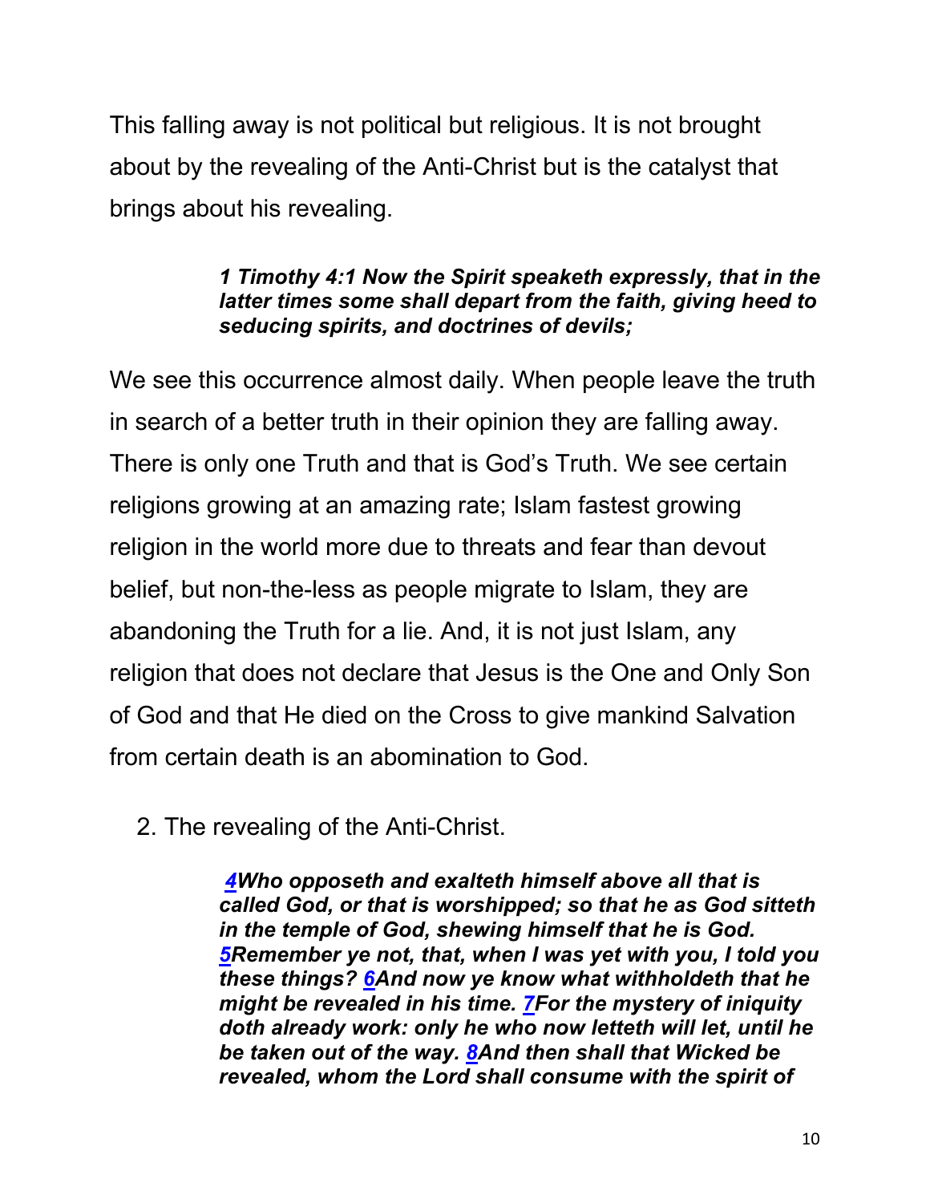This falling away is not political but religious. It is not brought about by the revealing of the Anti-Christ but is the catalyst that brings about his revealing.

> ***1 Timothy 4:1 Now the Spirit speaketh expressly, that in the latter times some shall depart from the faith, giving heed to seducing spirits, and doctrines of devils;***

We see this occurrence almost daily. When people leave the truth in search of a better truth in their opinion they are falling away. There is only one Truth and that is God's Truth. We see certain religions growing at an amazing rate; Islam fastest growing religion in the world more due to threats and fear than devout belief, but non-the-less as people migrate to Islam, they are abandoning the Truth for a lie. And, it is not just Islam, any religion that does not declare that Jesus is the One and Only Son of God and that He died on the Cross to give mankind Salvation from certain death is an abomination to God.

2. The revealing of the Anti-Christ.

> ***4Who opposeth and exalteth himself above all that is called God, or that is worshipped; so that he as God sitteth in the temple of God, shewing himself that he is God. 5Remember ye not, that, when I was yet with you, I told you these things? 6And now ye know what withholdeth that he might be revealed in his time. 7For the mystery of iniquity doth already work: only he who now letteth will let, until he be taken out of the way. 8And then shall that Wicked be revealed, whom the Lord shall consume with the spirit of***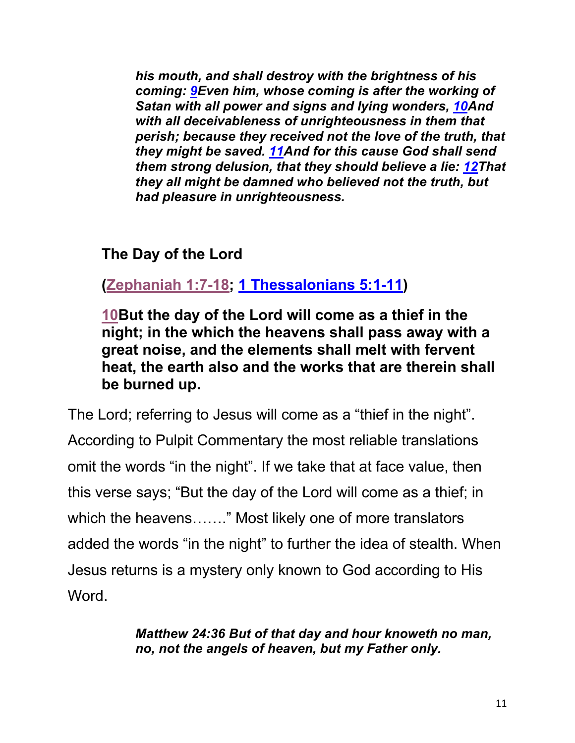*his mouth, and shall destroy with the brightness of his coming: 9Even him, whose coming is after the working of Satan with all power and signs and lying wonders, 10And with all deceivableness of unrighteousness in them that perish; because they received not the love of the truth, that they might be saved. 11And for this cause God shall send them strong delusion, that they should believe a lie: 12That they all might be damned who believed not the truth, but had pleasure in unrighteousness.*

**The Day of the Lord**

**(Zephaniah 1:7-18; 1 Thessalonians 5:1-11)**

**10But the day of the Lord will come as a thief in the night; in the which the heavens shall pass away with a great noise, and the elements shall melt with fervent heat, the earth also and the works that are therein shall be burned up.**

The Lord; referring to Jesus will come as a "thief in the night". According to Pulpit Commentary the most reliable translations omit the words "in the night". If we take that at face value, then this verse says; "But the day of the Lord will come as a thief; in which the heavens……." Most likely one of more translators added the words "in the night" to further the idea of stealth. When Jesus returns is a mystery only known to God according to His Word.

*Matthew 24:36 But of that day and hour knoweth no man, no, not the angels of heaven, but my Father only.*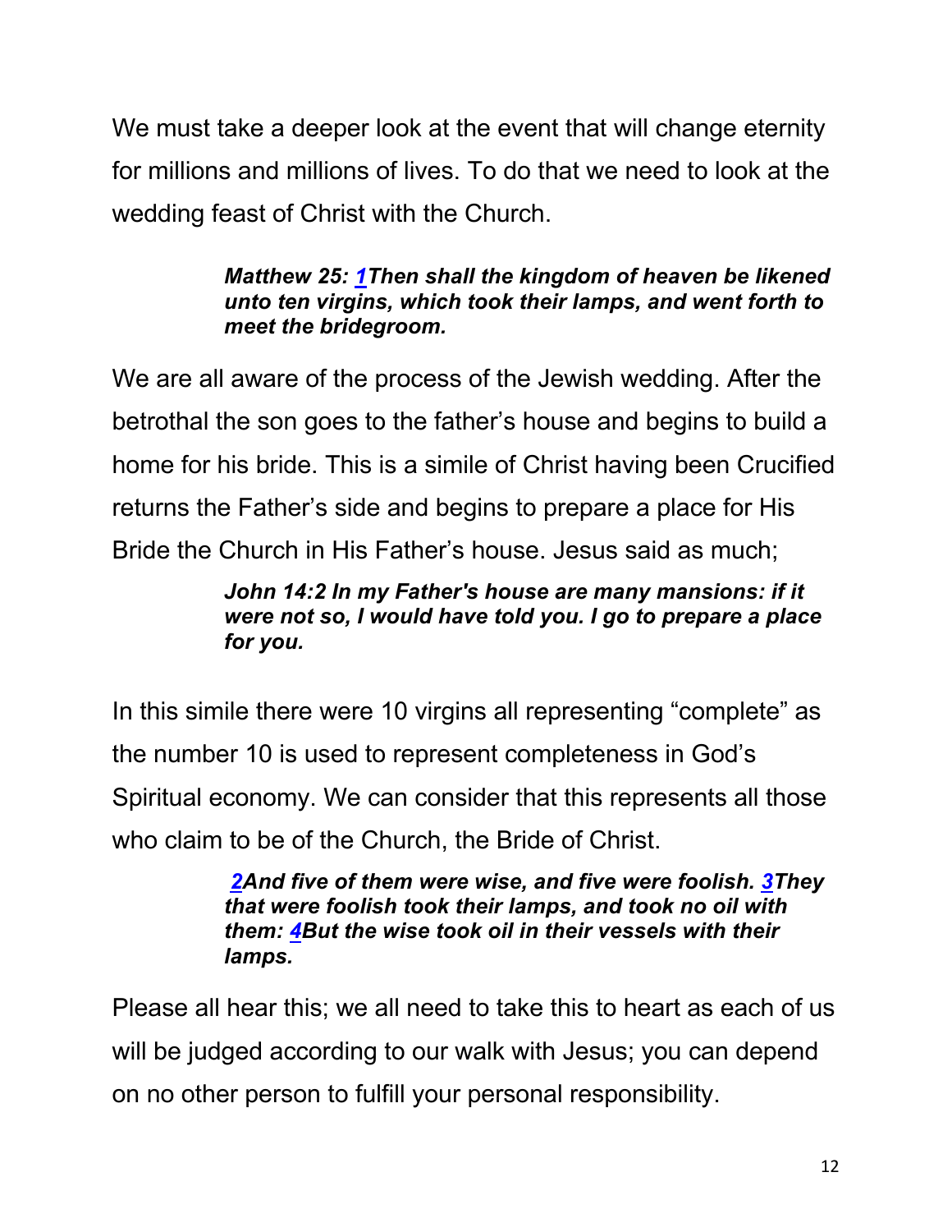We must take a deeper look at the event that will change eternity for millions and millions of lives. To do that we need to look at the wedding feast of Christ with the Church.

> ***Matthew 25: 1Then shall the kingdom of heaven be likened unto ten virgins, which took their lamps, and went forth to meet the bridegroom.***

We are all aware of the process of the Jewish wedding. After the betrothal the son goes to the father's house and begins to build a home for his bride. This is a simile of Christ having been Crucified returns the Father's side and begins to prepare a place for His Bride the Church in His Father's house. Jesus said as much;

> ***John 14:2 In my Father's house are many mansions: if it were not so, I would have told you. I go to prepare a place for you.***

In this simile there were 10 virgins all representing "complete" as the number 10 is used to represent completeness in God's Spiritual economy. We can consider that this represents all those who claim to be of the Church, the Bride of Christ.

> ***2And five of them were wise, and five were foolish. 3They that were foolish took their lamps, and took no oil with them: 4But the wise took oil in their vessels with their lamps.***

Please all hear this; we all need to take this to heart as each of us will be judged according to our walk with Jesus; you can depend on no other person to fulfill your personal responsibility.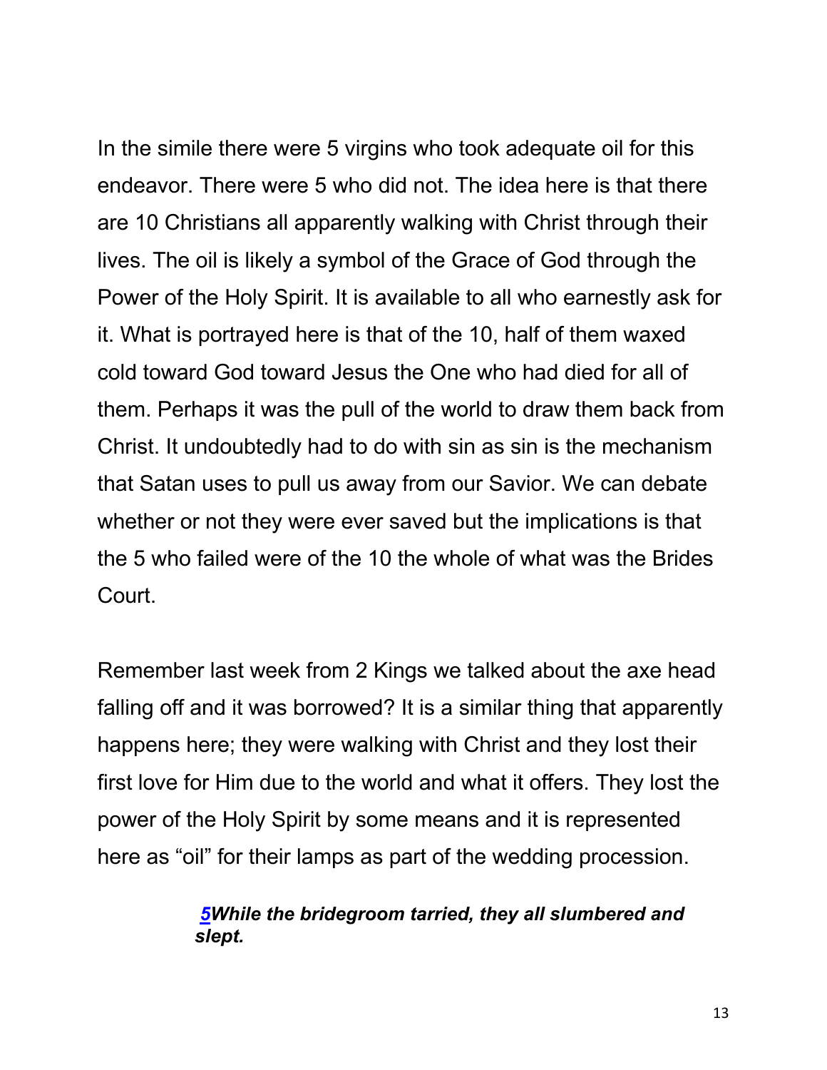In the simile there were 5 virgins who took adequate oil for this endeavor. There were 5 who did not. The idea here is that there are 10 Christians all apparently walking with Christ through their lives. The oil is likely a symbol of the Grace of God through the Power of the Holy Spirit. It is available to all who earnestly ask for it. What is portrayed here is that of the 10, half of them waxed cold toward God toward Jesus the One who had died for all of them. Perhaps it was the pull of the world to draw them back from Christ. It undoubtedly had to do with sin as sin is the mechanism that Satan uses to pull us away from our Savior. We can debate whether or not they were ever saved but the implications is that the 5 who failed were of the 10 the whole of what was the Brides Court.

Remember last week from 2 Kings we talked about the axe head falling off and it was borrowed? It is a similar thing that apparently happens here; they were walking with Christ and they lost their first love for Him due to the world and what it offers. They lost the power of the Holy Spirit by some means and it is represented here as "oil" for their lamps as part of the wedding procession.

> ***5While the bridegroom tarried, they all slumbered and slept.***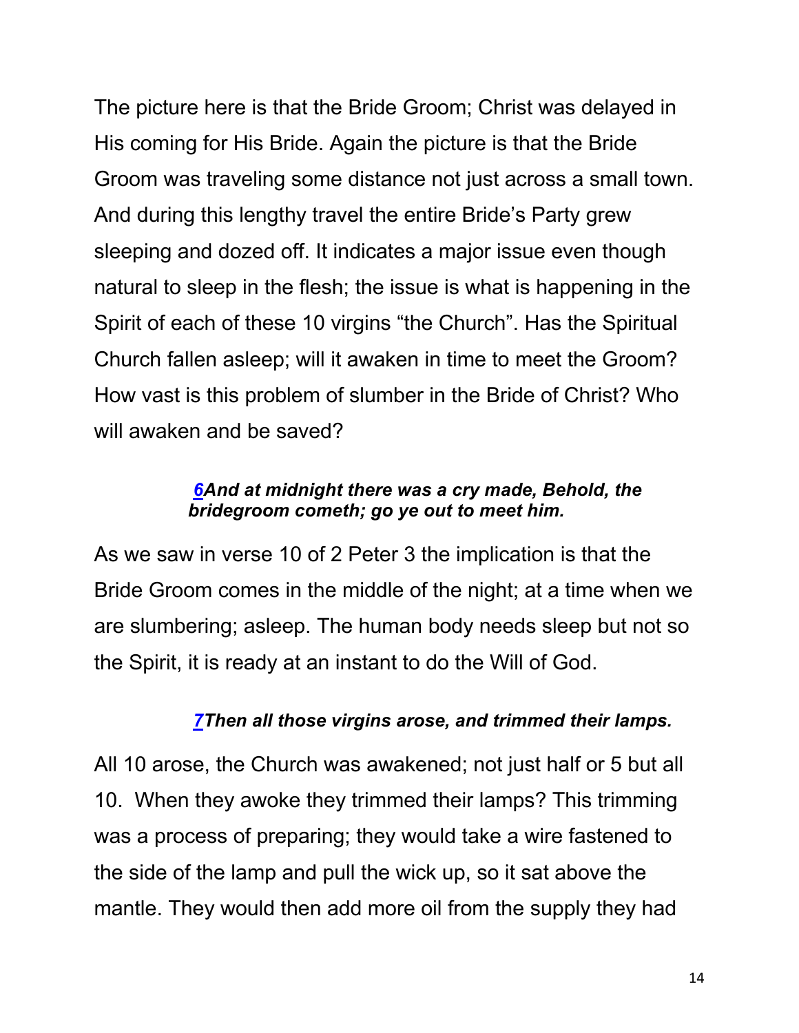The picture here is that the Bride Groom; Christ was delayed in His coming for His Bride. Again the picture is that the Bride Groom was traveling some distance not just across a small town. And during this lengthy travel the entire Bride's Party grew sleeping and dozed off. It indicates a major issue even though natural to sleep in the flesh; the issue is what is happening in the Spirit of each of these 10 virgins "the Church". Has the Spiritual Church fallen asleep; will it awaken in time to meet the Groom? How vast is this problem of slumber in the Bride of Christ? Who will awaken and be saved?

> ***6And at midnight there was a cry made, Behold, the bridegroom cometh; go ye out to meet him.***

As we saw in verse 10 of 2 Peter 3 the implication is that the Bride Groom comes in the middle of the night; at a time when we are slumbering; asleep. The human body needs sleep but not so the Spirit, it is ready at an instant to do the Will of God.

> ***7Then all those virgins arose, and trimmed their lamps.***

All 10 arose, the Church was awakened; not just half or 5 but all 10. When they awoke they trimmed their lamps? This trimming was a process of preparing; they would take a wire fastened to the side of the lamp and pull the wick up, so it sat above the mantle. They would then add more oil from the supply they had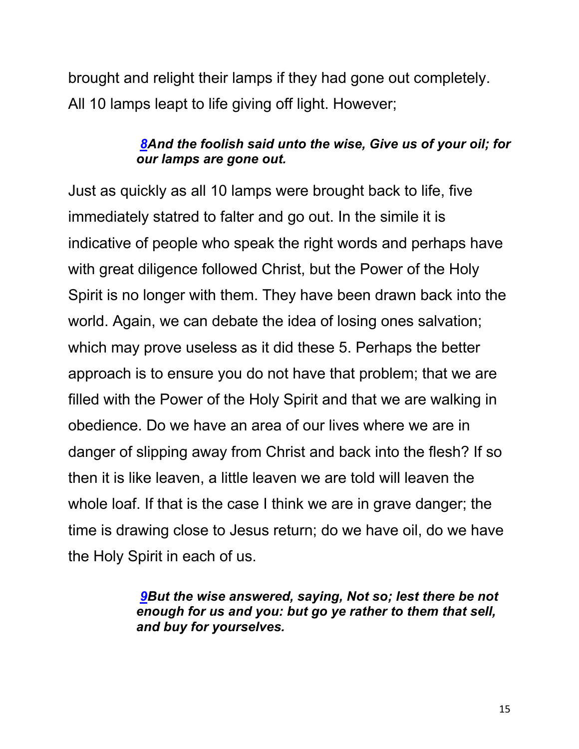brought and relight their lamps if they had gone out completely. All 10 lamps leapt to life giving off light. However;

> ***8And the foolish said unto the wise, Give us of your oil; for our lamps are gone out.***

Just as quickly as all 10 lamps were brought back to life, five immediately statred to falter and go out. In the simile it is indicative of people who speak the right words and perhaps have with great diligence followed Christ, but the Power of the Holy Spirit is no longer with them. They have been drawn back into the world. Again, we can debate the idea of losing ones salvation; which may prove useless as it did these 5. Perhaps the better approach is to ensure you do not have that problem; that we are filled with the Power of the Holy Spirit and that we are walking in obedience. Do we have an area of our lives where we are in danger of slipping away from Christ and back into the flesh? If so then it is like leaven, a little leaven we are told will leaven the whole loaf. If that is the case I think we are in grave danger; the time is drawing close to Jesus return; do we have oil, do we have the Holy Spirit in each of us.

> ***9But the wise answered, saying, Not so; lest there be not enough for us and you: but go ye rather to them that sell, and buy for yourselves.***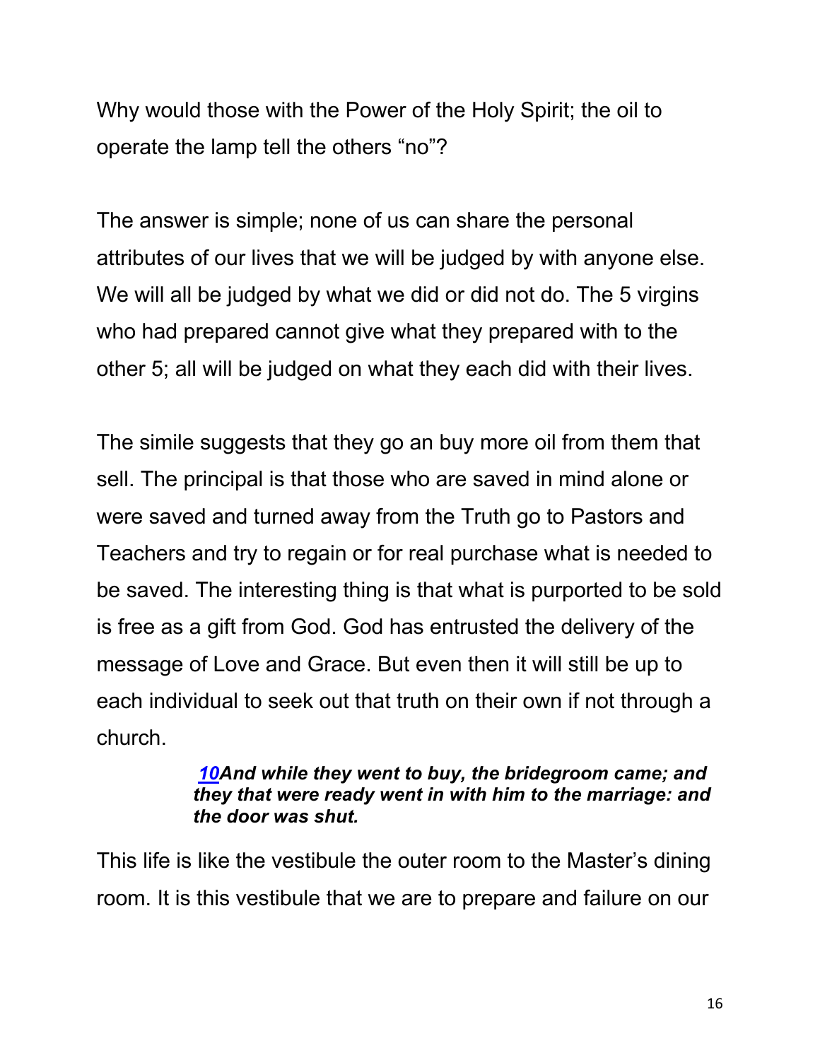Why would those with the Power of the Holy Spirit; the oil to operate the lamp tell the others "no"?

The answer is simple; none of us can share the personal attributes of our lives that we will be judged by with anyone else. We will all be judged by what we did or did not do. The 5 virgins who had prepared cannot give what they prepared with to the other 5; all will be judged on what they each did with their lives.

The simile suggests that they go an buy more oil from them that sell. The principal is that those who are saved in mind alone or were saved and turned away from the Truth go to Pastors and Teachers and try to regain or for real purchase what is needed to be saved. The interesting thing is that what is purported to be sold is free as a gift from God. God has entrusted the delivery of the message of Love and Grace. But even then it will still be up to each individual to seek out that truth on their own if not through a church.

> ***10And while they went to buy, the bridegroom came; and they that were ready went in with him to the marriage: and the door was shut.***

This life is like the vestibule the outer room to the Master's dining room. It is this vestibule that we are to prepare and failure on our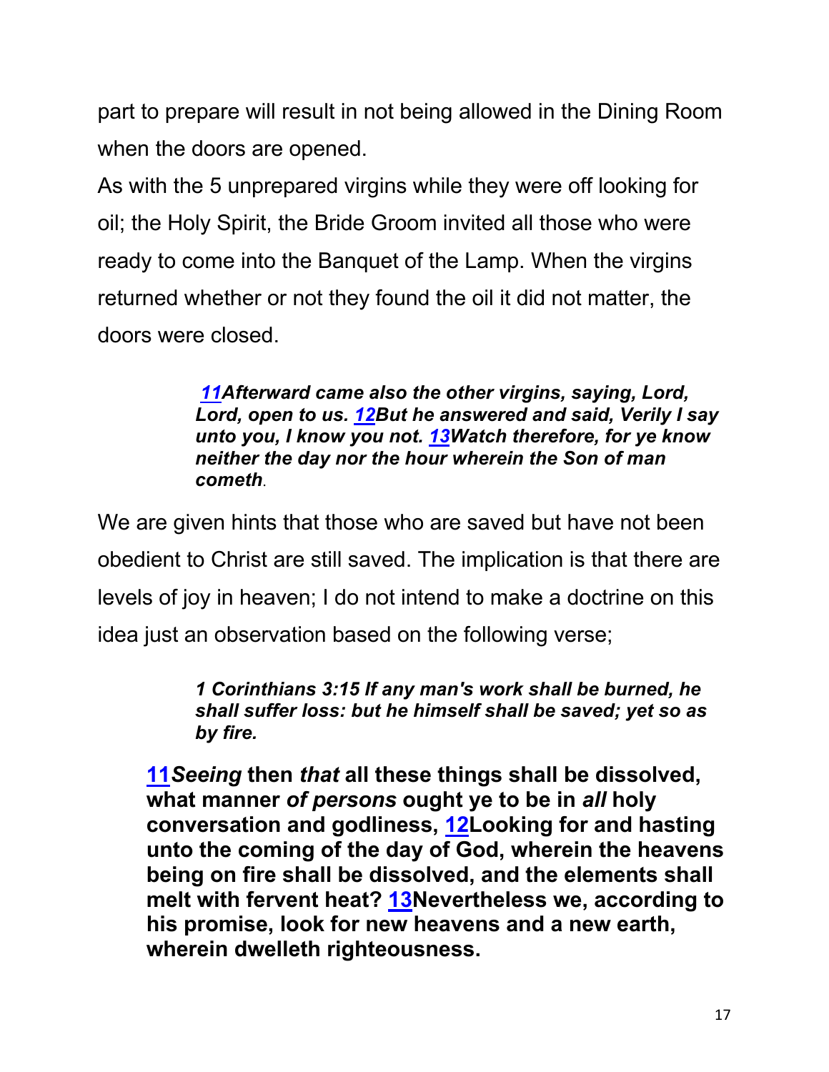part to prepare will result in not being allowed in the Dining Room when the doors are opened.

As with the 5 unprepared virgins while they were off looking for oil; the Holy Spirit, the Bride Groom invited all those who were ready to come into the Banquet of the Lamp. When the virgins returned whether or not they found the oil it did not matter, the doors were closed.

> ***11Afterward came also the other virgins, saying, Lord, Lord, open to us. 12But he answered and said, Verily I say unto you, I know you not. 13Watch therefore, for ye know neither the day nor the hour wherein the Son of man cometh***.

We are given hints that those who are saved but have not been obedient to Christ are still saved. The implication is that there are levels of joy in heaven; I do not intend to make a doctrine on this idea just an observation based on the following verse;

> ***1 Corinthians 3:15 If any man's work shall be burned, he shall suffer loss: but he himself shall be saved; yet so as by fire.***

> **11*Seeing* then *that* all these things shall be dissolved, what manner *of persons* ought ye to be in *all* holy conversation and godliness, 12Looking for and hasting unto the coming of the day of God, wherein the heavens being on fire shall be dissolved, and the elements shall melt with fervent heat? 13Nevertheless we, according to his promise, look for new heavens and a new earth, wherein dwelleth righteousness.**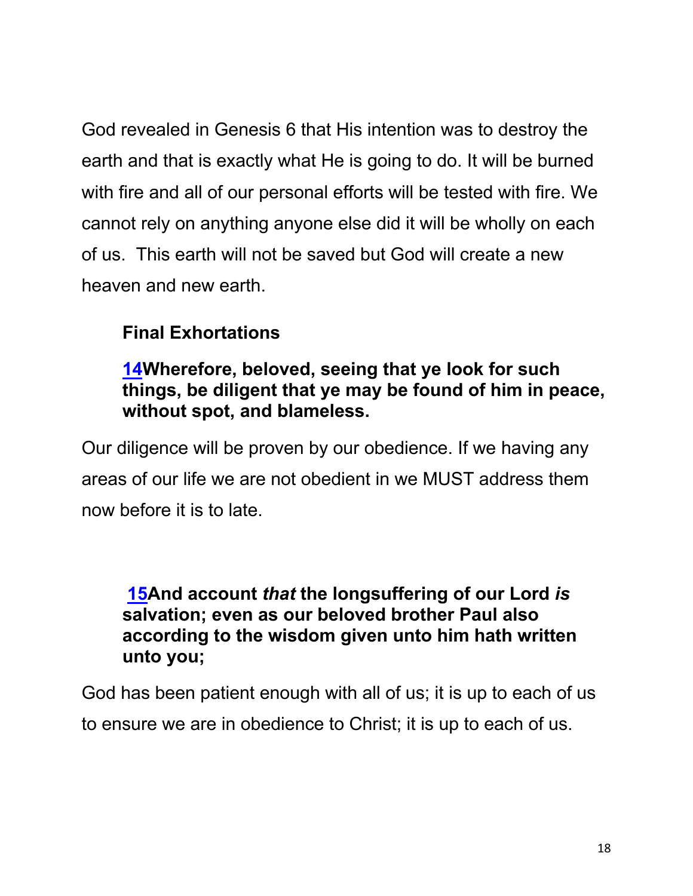God revealed in Genesis 6 that His intention was to destroy the earth and that is exactly what He is going to do. It will be burned with fire and all of our personal efforts will be tested with fire. We cannot rely on anything anyone else did it will be wholly on each of us.  This earth will not be saved but God will create a new heaven and new earth.

**Final Exhortations**

**14Wherefore, beloved, seeing that ye look for such things, be diligent that ye may be found of him in peace, without spot, and blameless.**

Our diligence will be proven by our obedience. If we having any areas of our life we are not obedient in we MUST address them now before it is to late.

**15And account *that* the longsuffering of our Lord *is* salvation; even as our beloved brother Paul also according to the wisdom given unto him hath written unto you;**

God has been patient enough with all of us; it is up to each of us to ensure we are in obedience to Christ; it is up to each of us.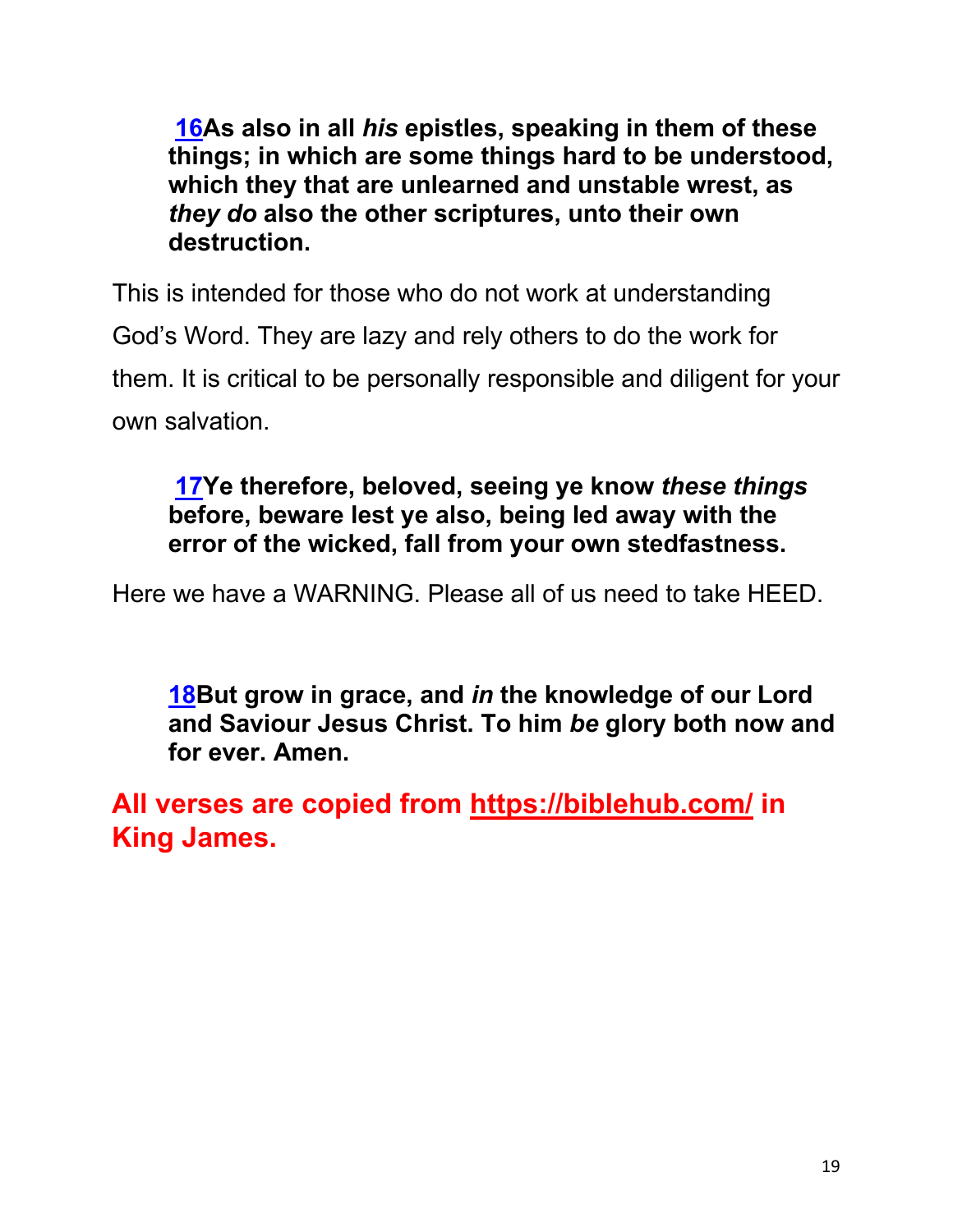> **[16](#)As also in all *his* epistles, speaking in them of these things; in which are some things hard to be understood, which they that are unlearned and unstable wrest, as *they do* also the other scriptures, unto their own destruction.**

This is intended for those who do not work at understanding God's Word. They are lazy and rely others to do the work for them. It is critical to be personally responsible and diligent for your own salvation.

> **[17](#)Ye therefore, beloved, seeing ye know *these things* before, beware lest ye also, being led away with the error of the wicked, fall from your own stedfastness.**

Here we have a WARNING. Please all of us need to take HEED.

> **[18](#)But grow in grace, and *in* the knowledge of our Lord and Saviour Jesus Christ. To him *be* glory both now and for ever. Amen.**

**All verses are copied from [https://biblehub.com/](https://biblehub.com/) in King James.**